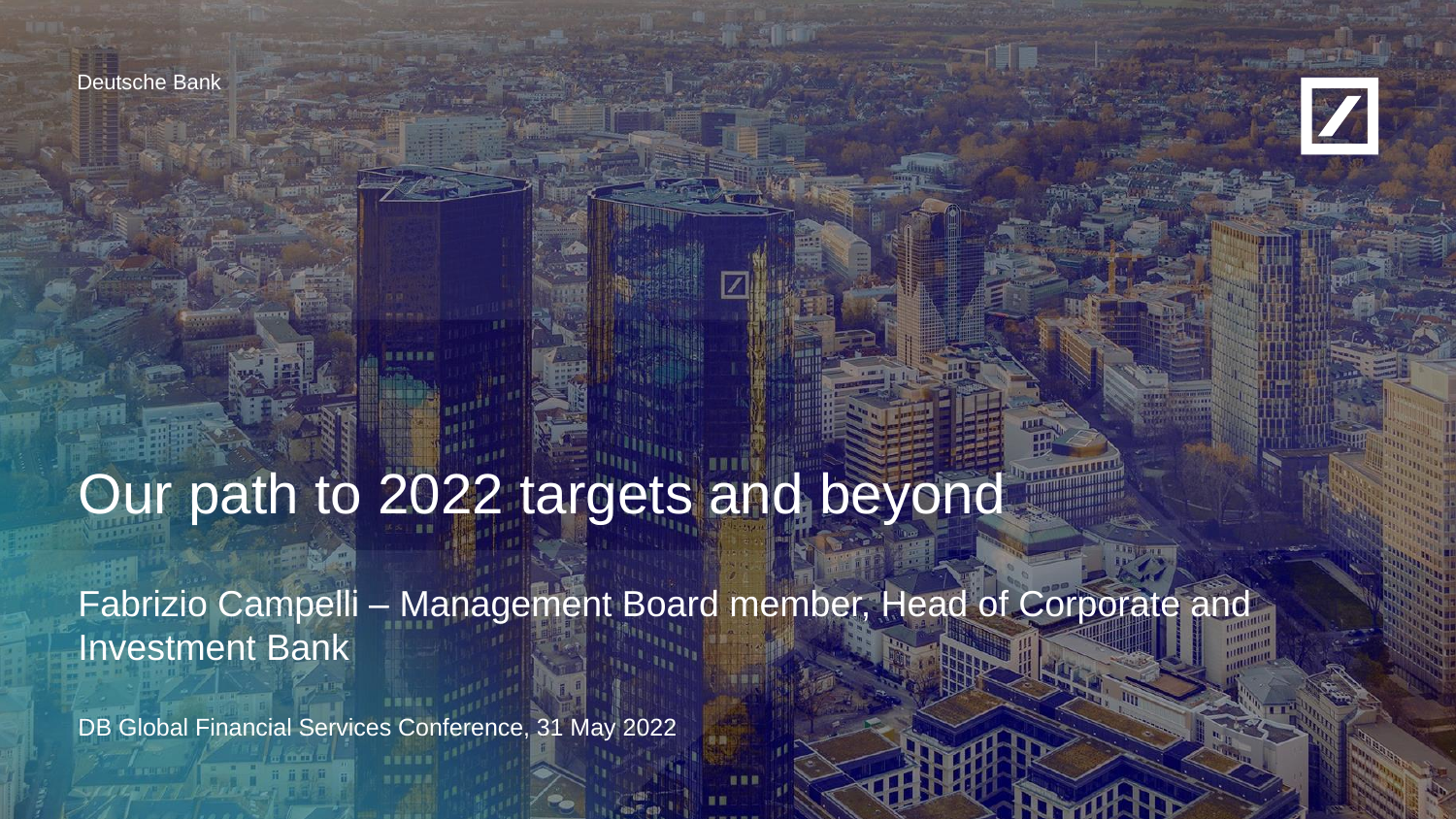Deutsche Bank

# Our path to 2022 targets and beyond

Fabrizio Campelli – Management Board member, Head of Corporate and Investment Bank

DB Global Financial Services Conference, 31 May 2022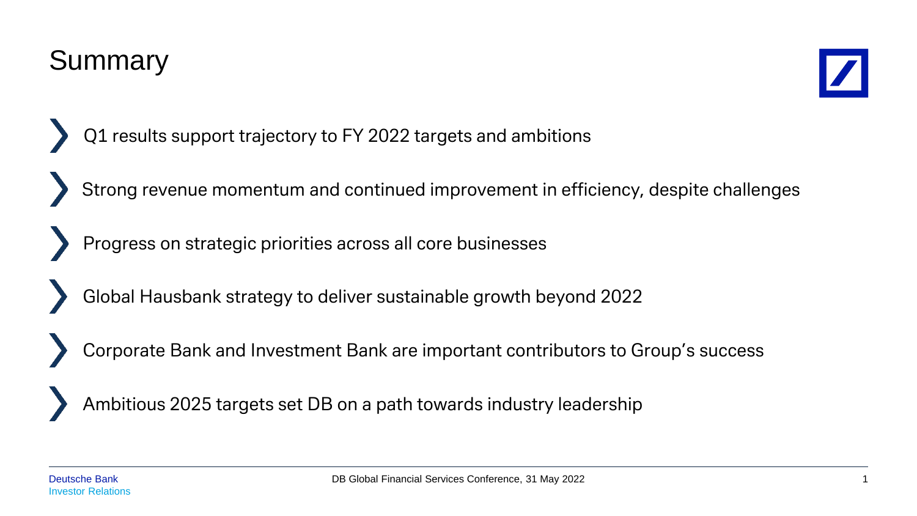# Summary

- Q1 results support trajectory to FY 2022 targets and ambitions
- Strong revenue momentum and continued improvement in efficiency, despite challenges
- Progress on strategic priorities across all core businesses
- Global Hausbank strategy to deliver sustainable growth beyond 2022
- Corporate Bank and Investment Bank are important contributors to Group's success
- Ambitious 2025 targets set DB on a path towards industry leadership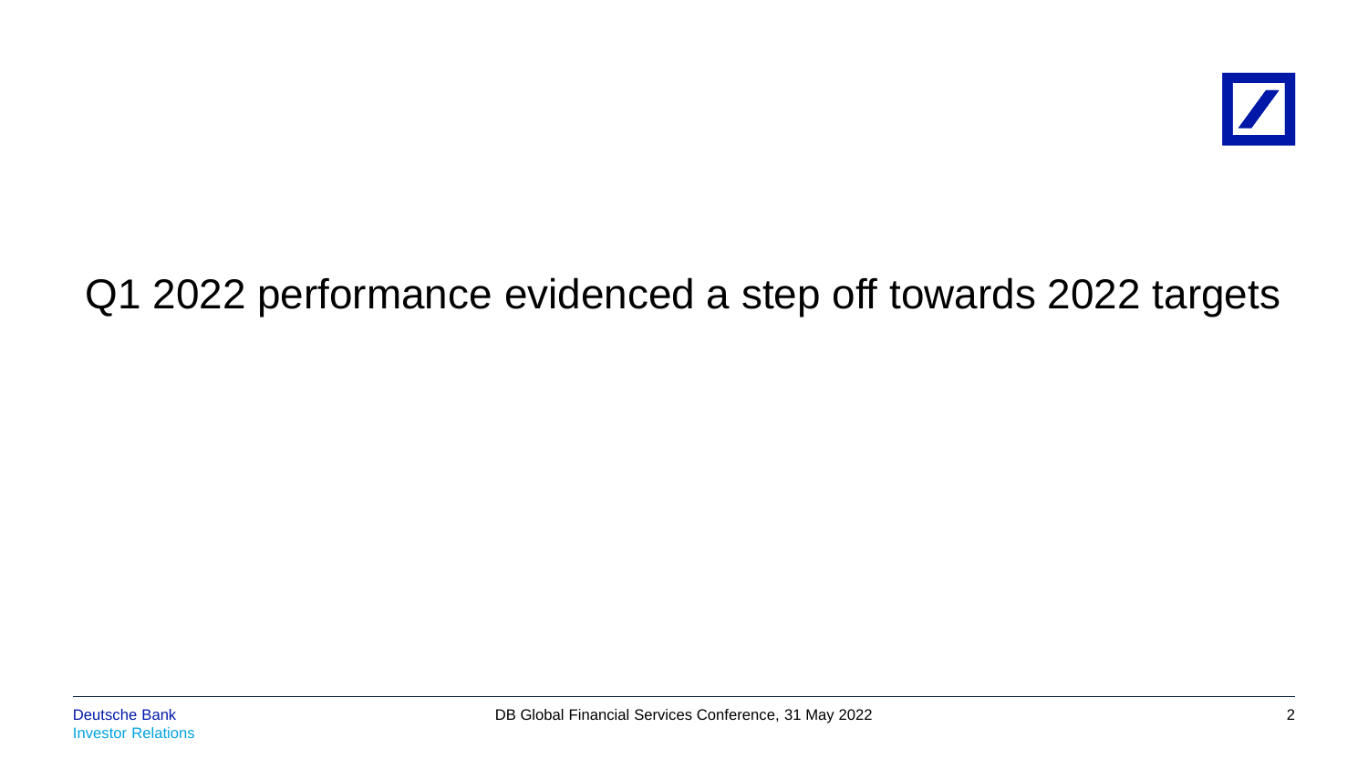# Q1 2022 performance evidenced a step off towards 2022 targets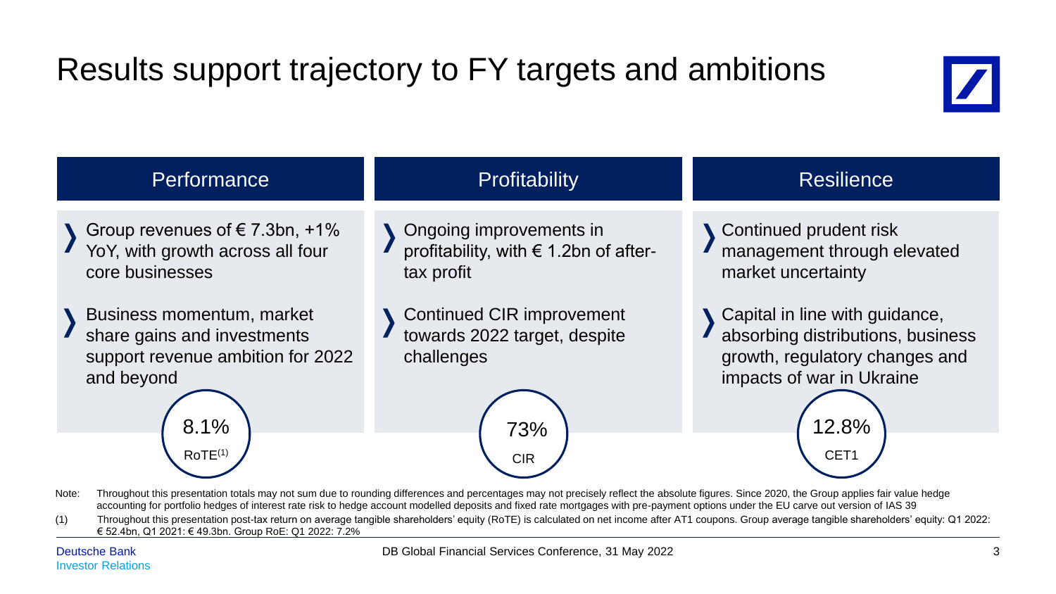# Results support trajectory to FY targets and ambitions

## Performance

- Group revenues of € 7.3bn, +1% YoY, with growth across all four core businesses
- Business momentum, market share gains and investments support revenue ambition for 2022 and beyond

**8.1%** RoTE[1]

## Profitability

- Ongoing improvements in profitability, with € 1.2bn of after-tax profit
- Continued CIR improvement towards 2022 target, despite challenges

**73%** CIR

## Resilience

- Continued prudent risk management through elevated market uncertainty
- Capital in line with guidance, absorbing distributions, business growth, regulatory changes and impacts of war in Ukraine

**12.8%** CET1

Note: Throughout this presentation totals may not sum due to rounding differences and percentages may not precisely reflect the absolute figures. Since 2020, the Group applies fair value hedge accounting for portfolio hedges of interest rate risk to hedge account modelled deposits and fixed rate mortgages with pre-payment options under the EU carve out version of IAS 39

(1) Throughout this presentation post-tax return on average tangible shareholders' equity (RoTE) is calculated on net income after AT1 coupons. Group average tangible shareholders' equity: Q1 2022: € 52.4bn, Q1 2021: € 49.3bn. Group RoE: Q1 2022: 7.2%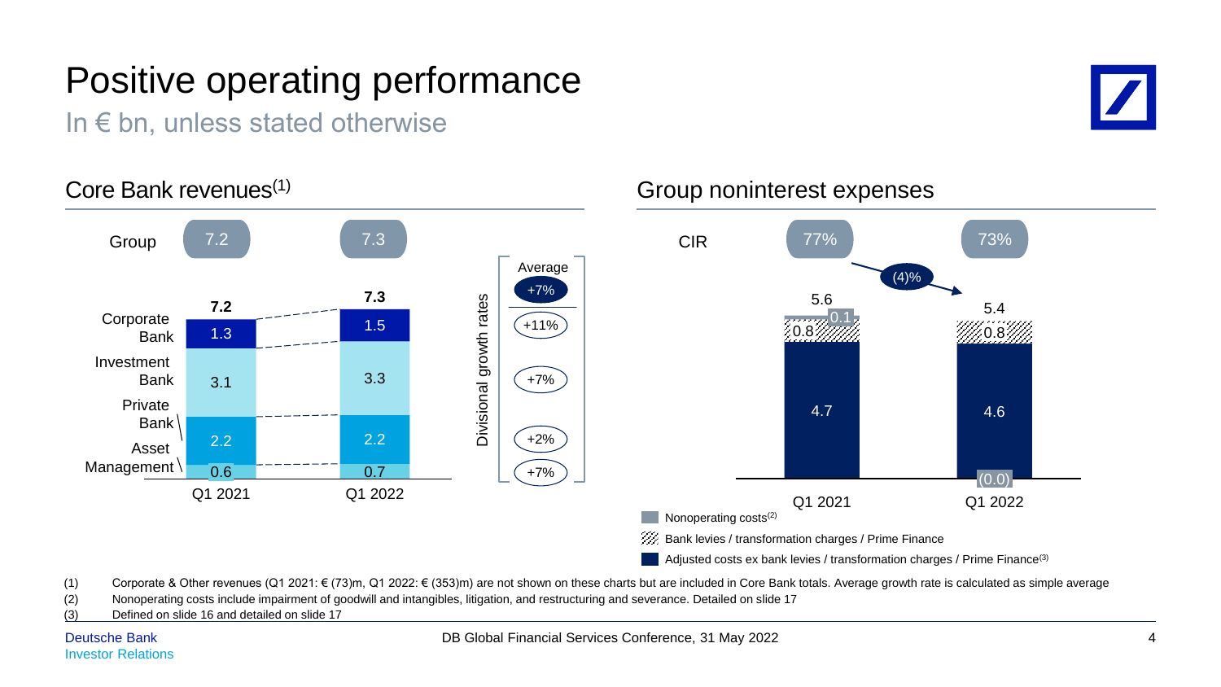# Positive operating performance

In € bn, unless stated otherwise

## Core Bank revenues[(1)]

| | Q1 2021 | Q1 2022 | Divisional growth rates |
|---|---|---|---|
| Group | 7.2 | 7.3 | Average +7% |
| Corporate Bank | 1.3 | 1.5 | +11% |
| Investment Bank | 3.1 | 3.3 | +7% |
| Private Bank | 2.2 | 2.2 | +2% |
| Asset Management | 0.6 | 0.7 | +7% |
| **Total** | **7.2** | **7.3** | |

## Group noninterest expenses

| | Q1 2021 | Q1 2022 |
|---|---|---|
| CIR | 77% | 73% |
| Nonoperating costs[(2)] | 0.1 | (0.0) |
| Bank levies / transformation charges / Prime Finance | 0.8 | 0.8 |
| Adjusted costs ex bank levies / transformation charges / Prime Finance[(3)] | 4.7 | 4.6 |
| **Total** | **5.6** | **5.4** |

CIR change: (4)%

(1) Corporate & Other revenues (Q1 2021: € (73)m, Q1 2022: € (353)m) are not shown on these charts but are included in Core Bank totals. Average growth rate is calculated as simple average
(2) Nonoperating costs include impairment of goodwill and intangibles, litigation, and restructuring and severance. Detailed on slide 17
(3) Defined on slide 16 and detailed on slide 17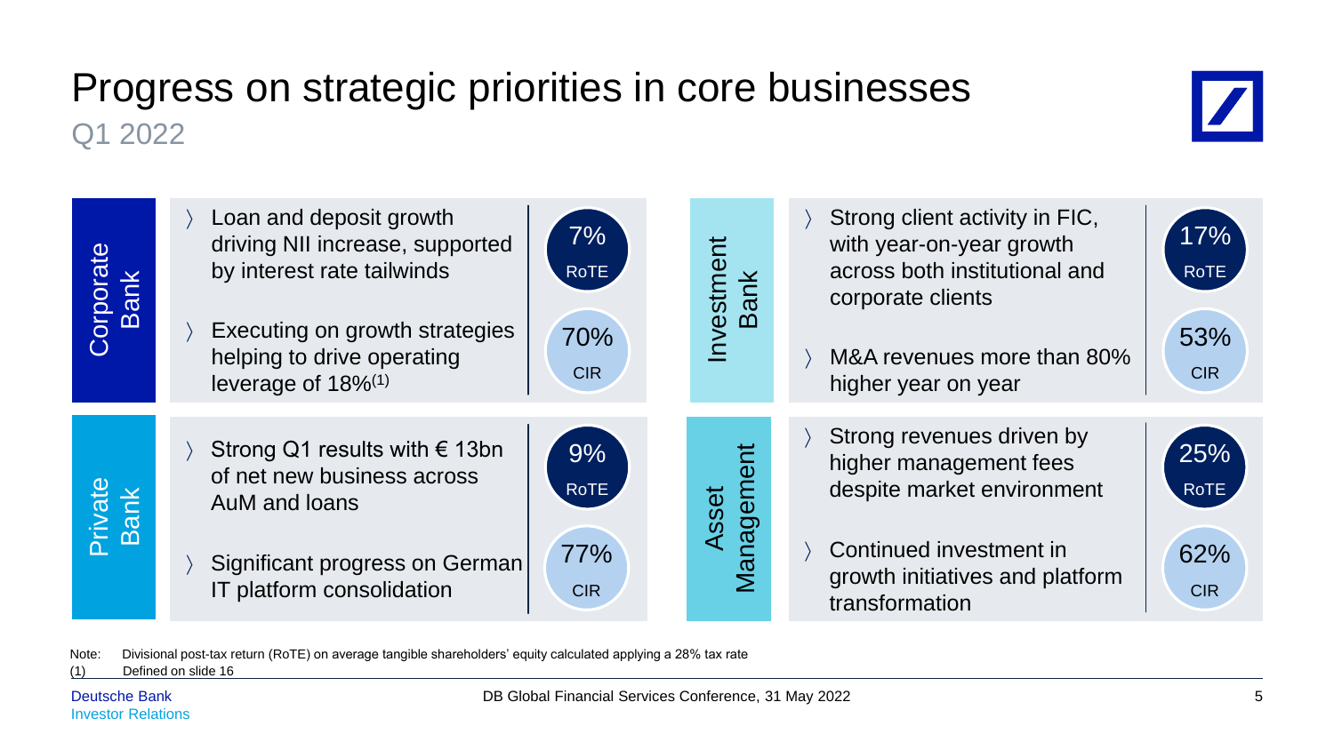# Progress on strategic priorities in core businesses

Q1 2022

## Corporate Bank

- Loan and deposit growth driving NII increase, supported by interest rate tailwinds
- Executing on growth strategies helping to drive operating leverage of 18%[1]

7% RoTE

70% CIR

## Investment Bank

- Strong client activity in FIC, with year-on-year growth across both institutional and corporate clients
- M&A revenues more than 80% higher year on year

17% RoTE

53% CIR

## Private Bank

- Strong Q1 results with € 13bn of net new business across AuM and loans
- Significant progress on German IT platform consolidation

9% RoTE

77% CIR

## Asset Management

- Strong revenues driven by higher management fees despite market environment
- Continued investment in growth initiatives and platform transformation

25% RoTE

62% CIR

Note: Divisional post-tax return (RoTE) on average tangible shareholders' equity calculated applying a 28% tax rate

(1) Defined on slide 16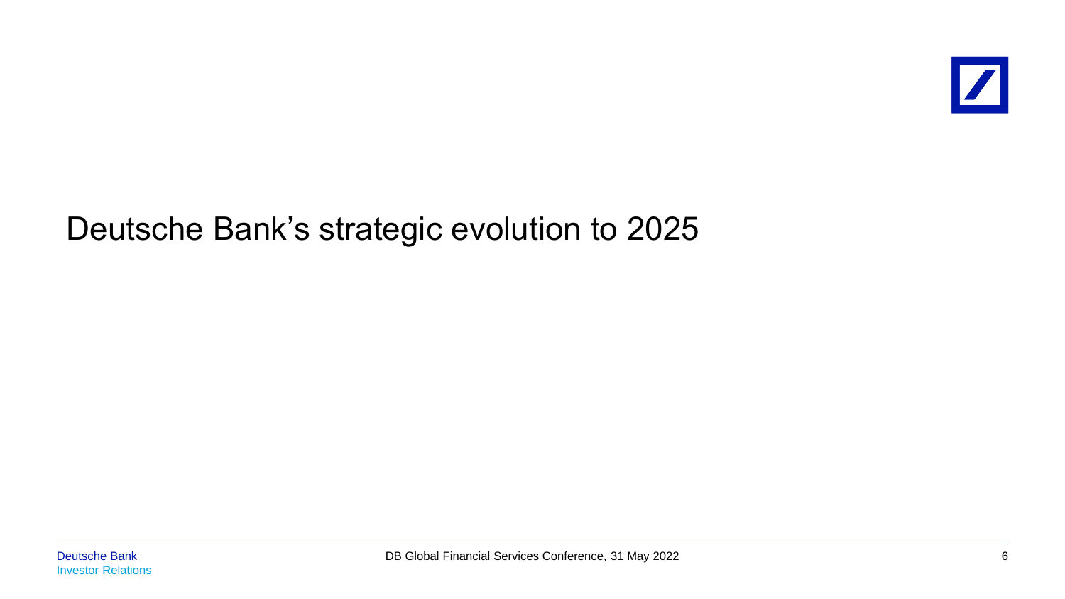# Deutsche Bank's strategic evolution to 2025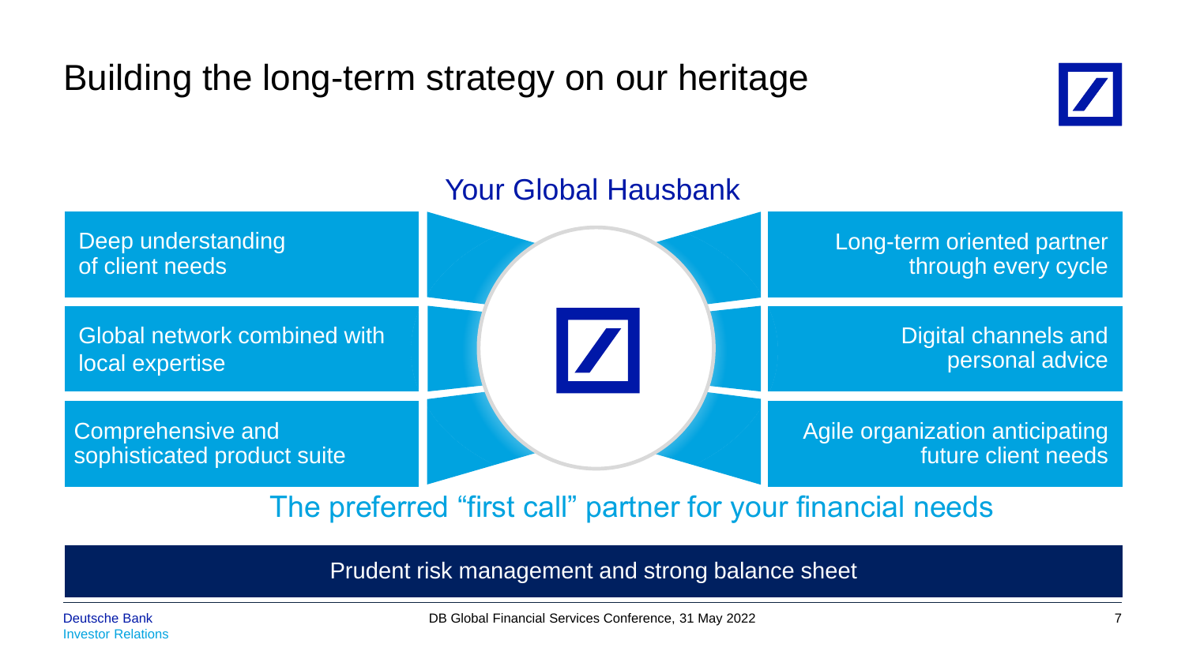# Building the long-term strategy on our heritage

## Your Global Hausbank

- Deep understanding of client needs
- Global network combined with local expertise
- Comprehensive and sophisticated product suite
- Long-term oriented partner through every cycle
- Digital channels and personal advice
- Agile organization anticipating future client needs

The preferred "first call" partner for your financial needs

**Prudent risk management and strong balance sheet**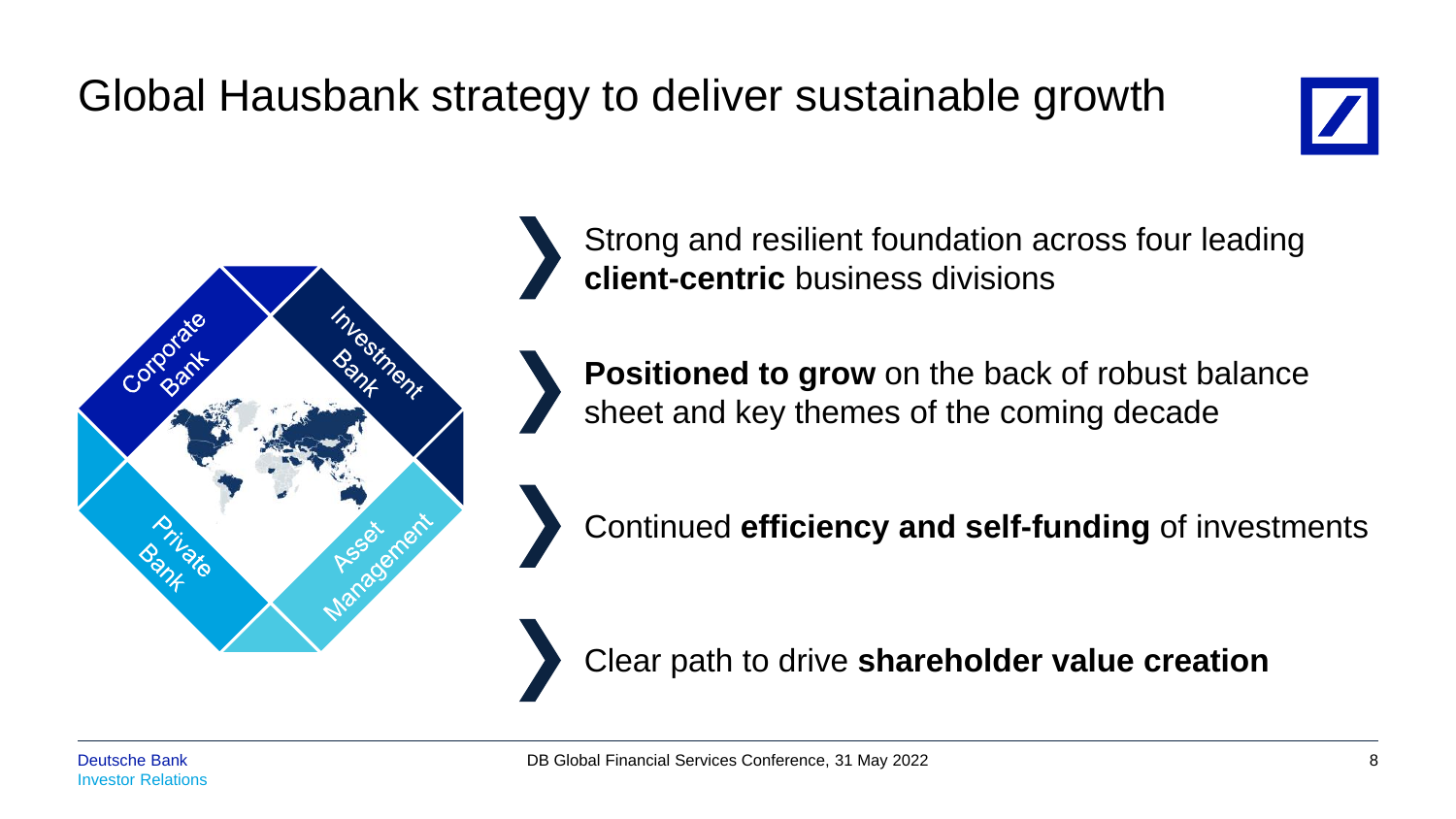# Global Hausbank strategy to deliver sustainable growth

Corporate Bank

Investment Bank

Private Bank

Asset Management

- Strong and resilient foundation across four leading **client-centric** business divisions
- **Positioned to grow** on the back of robust balance sheet and key themes of the coming decade
- Continued **efficiency and self-funding** of investments
- Clear path to drive **shareholder value creation**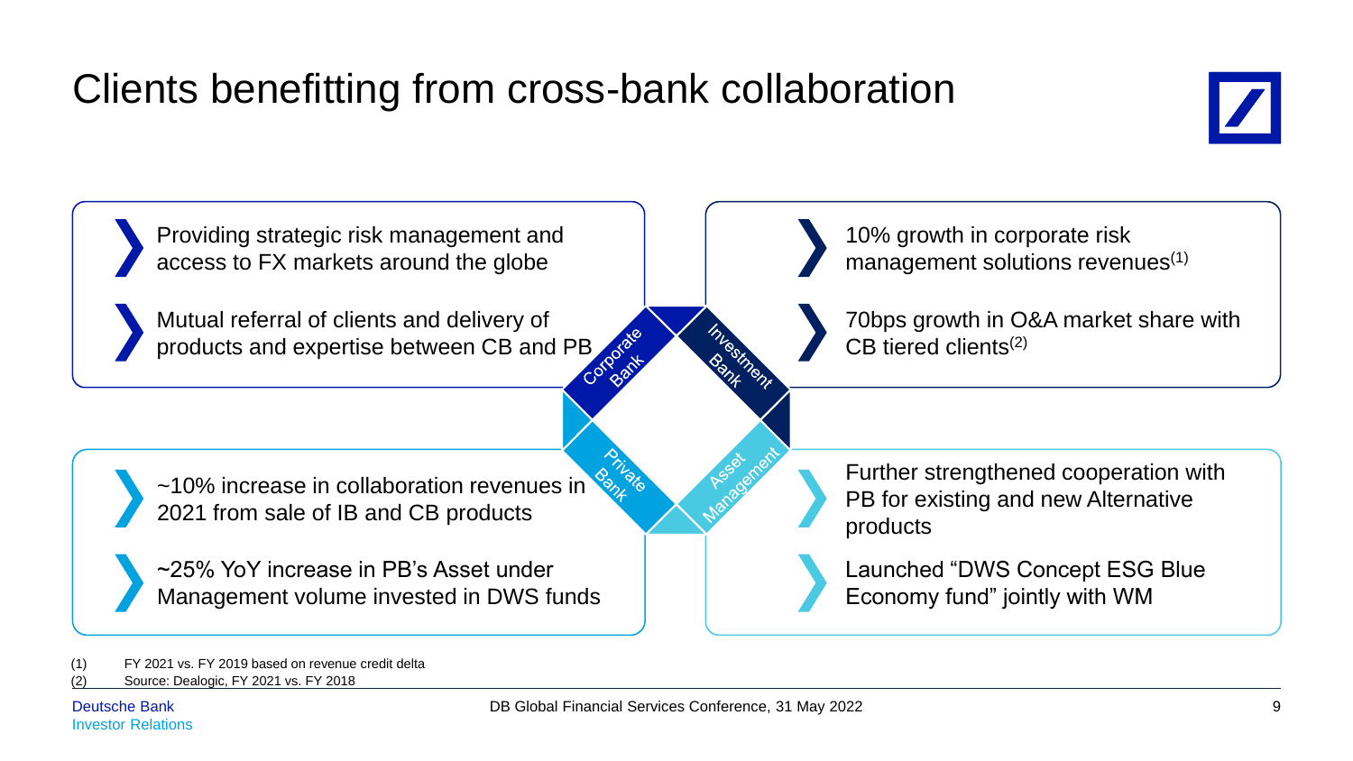# Clients benefitting from cross-bank collaboration

## Corporate Bank

- Providing strategic risk management and access to FX markets around the globe
- Mutual referral of clients and delivery of products and expertise between CB and PB

## Investment Bank

- 10% growth in corporate risk management solutions revenues(1)
- 70bps growth in O&A market share with CB tiered clients(2)

## Private Bank

- ~10% increase in collaboration revenues in 2021 from sale of IB and CB products
- ~25% YoY increase in PB's Asset under Management volume invested in DWS funds

## Asset Management

- Further strengthened cooperation with PB for existing and new Alternative products
- Launched "DWS Concept ESG Blue Economy fund" jointly with WM

(1) FY 2021 vs. FY 2019 based on revenue credit delta
(2) Source: Dealogic, FY 2021 vs. FY 2018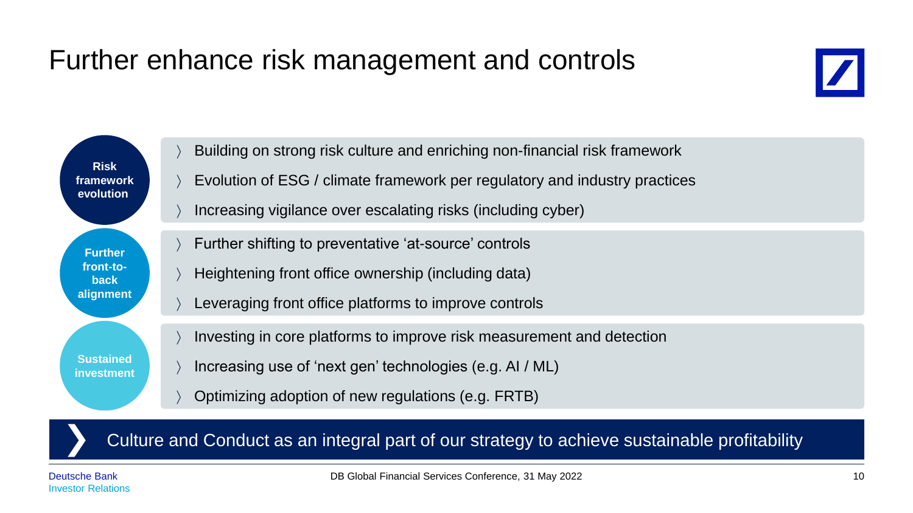# Further enhance risk management and controls

**Risk framework evolution**

- Building on strong risk culture and enriching non-financial risk framework
- Evolution of ESG / climate framework per regulatory and industry practices
- Increasing vigilance over escalating risks (including cyber)

**Further front-to-back alignment**

- Further shifting to preventative 'at-source' controls
- Heightening front office ownership (including data)
- Leveraging front office platforms to improve controls

**Sustained investment**

- Investing in core platforms to improve risk measurement and detection
- Increasing use of 'next gen' technologies (e.g. AI / ML)
- Optimizing adoption of new regulations (e.g. FRTB)

**Culture and Conduct as an integral part of our strategy to achieve sustainable profitability**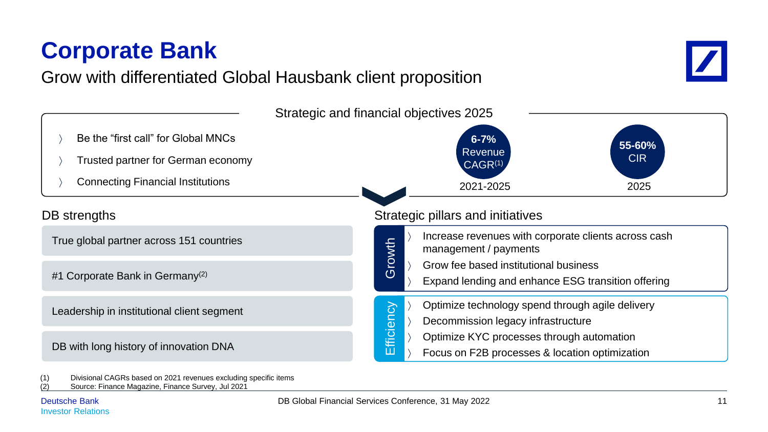# Corporate Bank

Grow with differentiated Global Hausbank client proposition

## Strategic and financial objectives 2025

- Be the “first call” for Global MNCs
- Trusted partner for German economy
- Connecting Financial Institutions

| 6-7% Revenue CAGR[1] | 55-60% CIR |
|---|---|
| 2021-2025 | 2025 |

## DB strengths

- True global partner across 151 countries
- #1 Corporate Bank in Germany[2]
- Leadership in institutional client segment
- DB with long history of innovation DNA

## Strategic pillars and initiatives

**Growth**

- Increase revenues with corporate clients across cash management / payments
- Grow fee based institutional business
- Expand lending and enhance ESG transition offering

**Efficiency**

- Optimize technology spend through agile delivery
- Decommission legacy infrastructure
- Optimize KYC processes through automation
- Focus on F2B processes & location optimization

(1) Divisional CAGRs based on 2021 revenues excluding specific items
(2) Source: Finance Magazine, Finance Survey, Jul 2021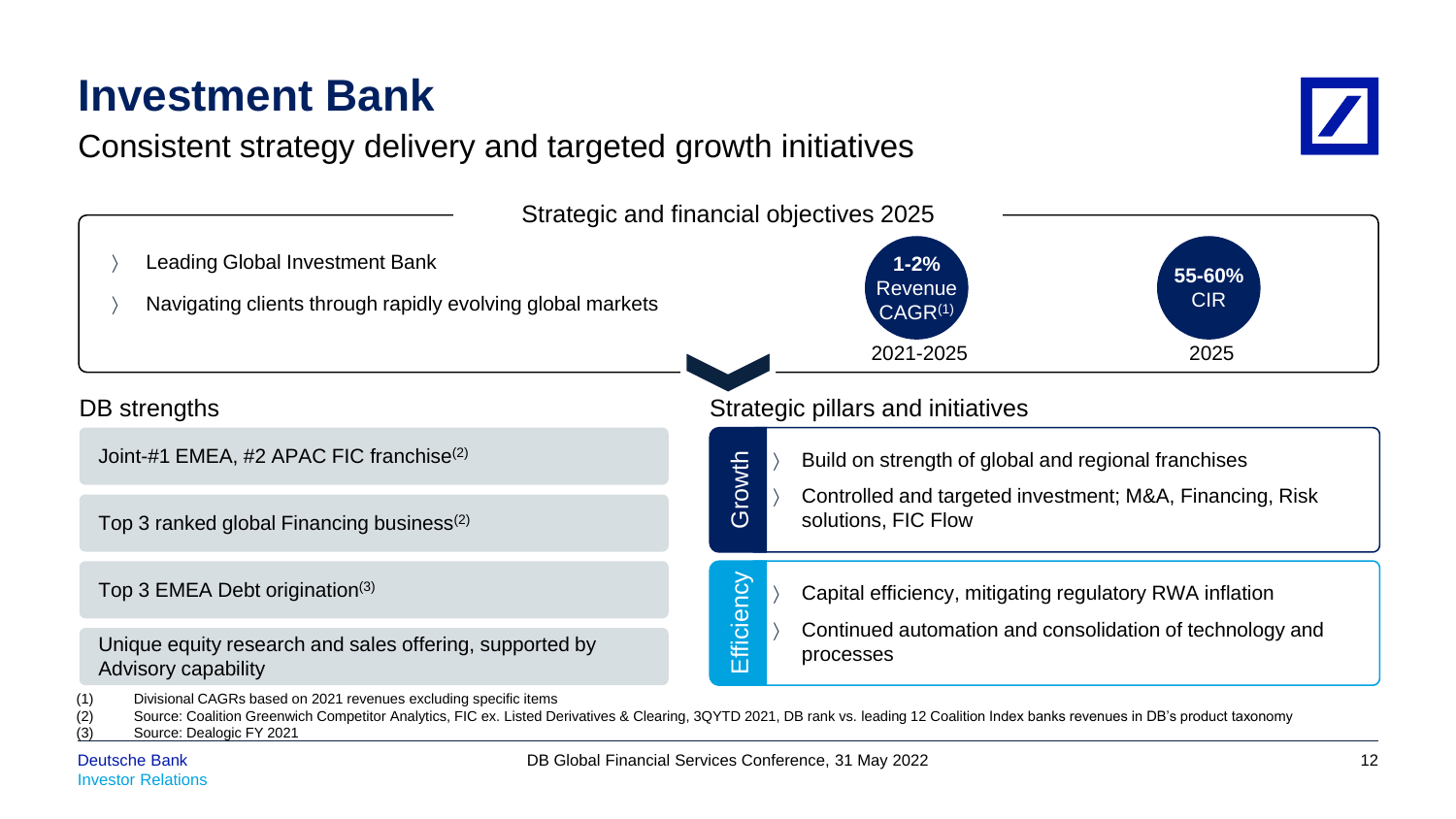# Investment Bank

## Consistent strategy delivery and targeted growth initiatives

### Strategic and financial objectives 2025

- Leading Global Investment Bank
- Navigating clients through rapidly evolving global markets

**1-2%** Revenue CAGR[1] — 2021-2025

**55-60%** CIR — 2025

### DB strengths

- Joint-#1 EMEA, #2 APAC FIC franchise[2]
- Top 3 ranked global Financing business[2]
- Top 3 EMEA Debt origination[3]
- Unique equity research and sales offering, supported by Advisory capability

### Strategic pillars and initiatives

**Growth**

- Build on strength of global and regional franchises
- Controlled and targeted investment; M&A, Financing, Risk solutions, FIC Flow

**Efficiency**

- Capital efficiency, mitigating regulatory RWA inflation
- Continued automation and consolidation of technology and processes

(1) Divisional CAGRs based on 2021 revenues excluding specific items
(2) Source: Coalition Greenwich Competitor Analytics, FIC ex. Listed Derivatives & Clearing, 3QYTD 2021, DB rank vs. leading 12 Coalition Index banks revenues in DB's product taxonomy
(3) Source: Dealogic FY 2021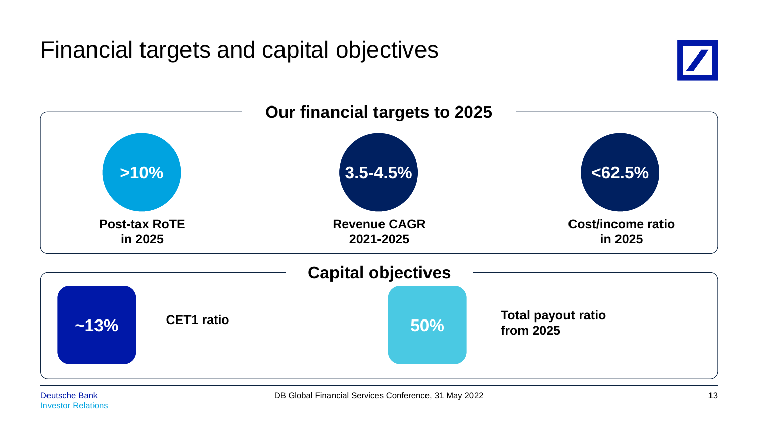# Financial targets and capital objectives

## Our financial targets to 2025

**>10%**

**Post-tax RoTE in 2025**

**3.5-4.5%**

**Revenue CAGR 2021-2025**

**<62.5%**

**Cost/income ratio in 2025**

## Capital objectives

**~13%**

**CET1 ratio**

**50%**

**Total payout ratio from 2025**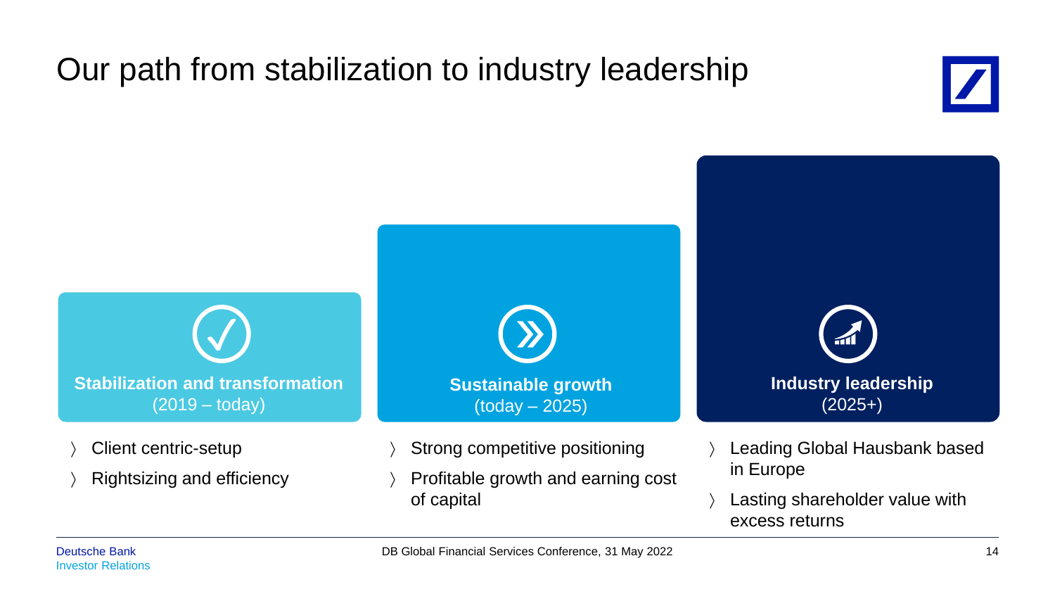# Our path from stabilization to industry leadership

### Stabilization and transformation
(2019 – today)

- Client centric-setup
- Rightsizing and efficiency

### Sustainable growth
(today – 2025)

- Strong competitive positioning
- Profitable growth and earning cost of capital

### Industry leadership
(2025+)

- Leading Global Hausbank based in Europe
- Lasting shareholder value with excess returns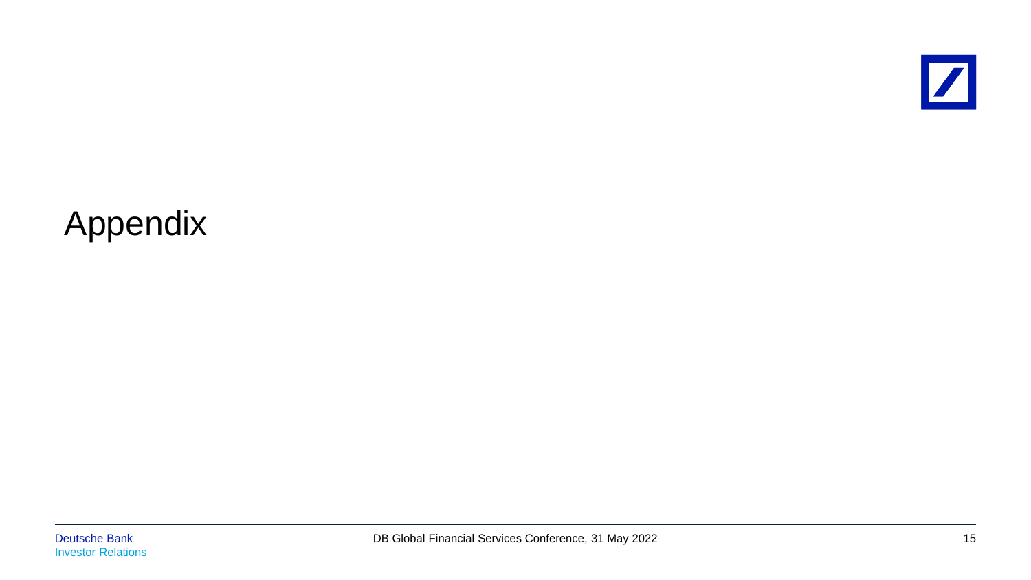# Appendix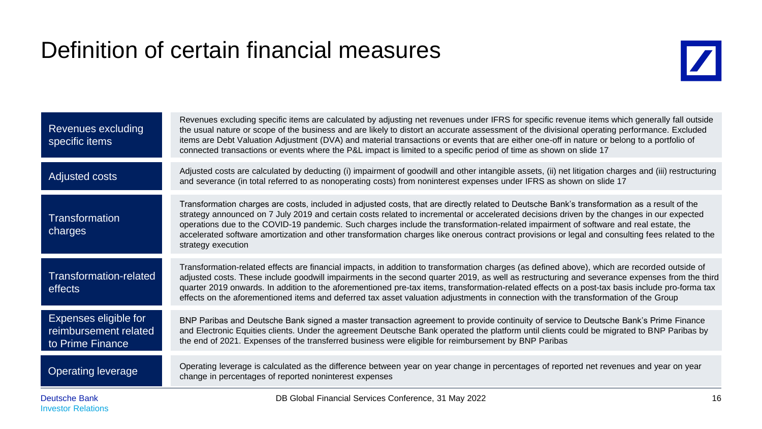# Definition of certain financial measures

| Term | Definition |
| --- | --- |
| Revenues excluding specific items | Revenues excluding specific items are calculated by adjusting net revenues under IFRS for specific revenue items which generally fall outside the usual nature or scope of the business and are likely to distort an accurate assessment of the divisional operating performance. Excluded items are Debt Valuation Adjustment (DVA) and material transactions or events that are either one-off in nature or belong to a portfolio of connected transactions or events where the P&L impact is limited to a specific period of time as shown on slide 17 |
| Adjusted costs | Adjusted costs are calculated by deducting (i) impairment of goodwill and other intangible assets, (ii) net litigation charges and (iii) restructuring and severance (in total referred to as nonoperating costs) from noninterest expenses under IFRS as shown on slide 17 |
| Transformation charges | Transformation charges are costs, included in adjusted costs, that are directly related to Deutsche Bank's transformation as a result of the strategy announced on 7 July 2019 and certain costs related to incremental or accelerated decisions driven by the changes in our expected operations due to the COVID-19 pandemic. Such charges include the transformation-related impairment of software and real estate, the accelerated software amortization and other transformation charges like onerous contract provisions or legal and consulting fees related to the strategy execution |
| Transformation-related effects | Transformation-related effects are financial impacts, in addition to transformation charges (as defined above), which are recorded outside of adjusted costs. These include goodwill impairments in the second quarter 2019, as well as restructuring and severance expenses from the third quarter 2019 onwards. In addition to the aforementioned pre-tax items, transformation-related effects on a post-tax basis include pro-forma tax effects on the aforementioned items and deferred tax asset valuation adjustments in connection with the transformation of the Group |
| Expenses eligible for reimbursement related to Prime Finance | BNP Paribas and Deutsche Bank signed a master transaction agreement to provide continuity of service to Deutsche Bank's Prime Finance and Electronic Equities clients. Under the agreement Deutsche Bank operated the platform until clients could be migrated to BNP Paribas by the end of 2021. Expenses of the transferred business were eligible for reimbursement by BNP Paribas |
| Operating leverage | Operating leverage is calculated as the difference between year on year change in percentages of reported net revenues and year on year change in percentages of reported noninterest expenses |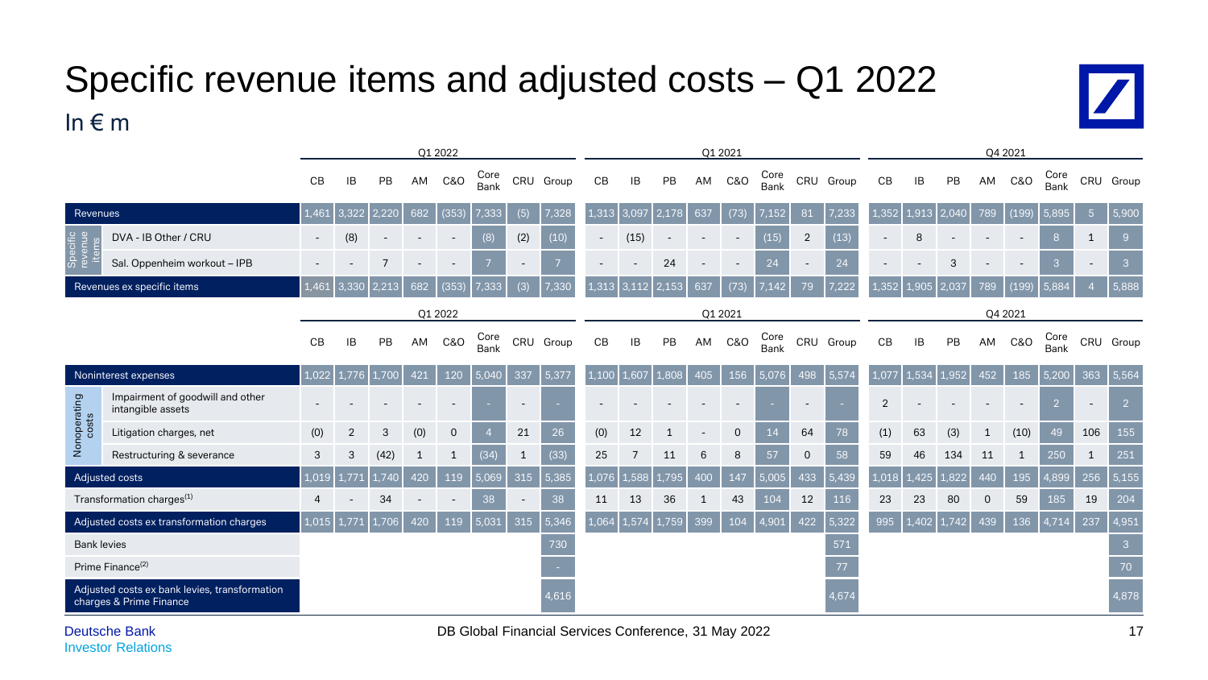# Specific revenue items and adjusted costs – Q1 2022

In € m

| | | Q1 2022 | | | | | | | | Q1 2021 | | | | | | | | Q4 2021 | | | | | | | |
|---|---|---|---|---|---|---|---|---|---|---|---|---|---|---|---|---|---|---|---|---|---|---|---|---|---|
| | | CB | IB | PB | AM | C&O | Core Bank | CRU | Group | CB | IB | PB | AM | C&O | Core Bank | CRU | Group | CB | IB | PB | AM | C&O | Core Bank | CRU | Group |
| Revenues | | 1,461 | 3,322 | 2,220 | 682 | (353) | 7,333 | (5) | 7,328 | 1,313 | 3,097 | 2,178 | 637 | (73) | 7,152 | 81 | 7,233 | 1,352 | 1,913 | 2,040 | 789 | (199) | 5,895 | 5 | 5,900 |
| Specific revenue items | DVA - IB Other / CRU | - | (8) | - | - | - | (8) | (2) | (10) | - | (15) | - | - | - | (15) | 2 | (13) | - | 8 | - | - | - | 8 | 1 | 9 |
| | Sal. Oppenheim workout – IPB | - | - | 7 | - | - | 7 | - | 7 | - | - | 24 | - | - | 24 | - | 24 | - | - | 3 | - | - | 3 | - | 3 |
| Revenues ex specific items | | 1,461 | 3,330 | 2,213 | 682 | (353) | 7,333 | (3) | 7,330 | 1,313 | 3,112 | 2,153 | 637 | (73) | 7,142 | 79 | 7,222 | 1,352 | 1,905 | 2,037 | 789 | (199) | 5,884 | 4 | 5,888 |

| | | Q1 2022 | | | | | | | | Q1 2021 | | | | | | | | Q4 2021 | | | | | | | |
|---|---|---|---|---|---|---|---|---|---|---|---|---|---|---|---|---|---|---|---|---|---|---|---|---|---|
| | | CB | IB | PB | AM | C&O | Core Bank | CRU | Group | CB | IB | PB | AM | C&O | Core Bank | CRU | Group | CB | IB | PB | AM | C&O | Core Bank | CRU | Group |
| Noninterest expenses | | 1,022 | 1,776 | 1,700 | 421 | 120 | 5,040 | 337 | 5,377 | 1,100 | 1,607 | 1,808 | 405 | 156 | 5,076 | 498 | 5,574 | 1,077 | 1,534 | 1,952 | 452 | 185 | 5,200 | 363 | 5,564 |
| Nonoperating costs | Impairment of goodwill and other intangible assets | - | - | - | - | - | - | - | - | - | - | - | - | - | - | - | - | 2 | - | - | - | - | 2 | - | 2 |
| | Litigation charges, net | (0) | 2 | 3 | (0) | 0 | 4 | 21 | 26 | (0) | 12 | 1 | - | 0 | 14 | 64 | 78 | (1) | 63 | (3) | 1 | (10) | 49 | 106 | 155 |
| | Restructuring & severance | 3 | 3 | (42) | 1 | 1 | (34) | 1 | (33) | 25 | 7 | 11 | 6 | 8 | 57 | 0 | 58 | 59 | 46 | 134 | 11 | 1 | 250 | 1 | 251 |
| Adjusted costs | | 1,019 | 1,771 | 1,740 | 420 | 119 | 5,069 | 315 | 5,385 | 1,076 | 1,588 | 1,795 | 400 | 147 | 5,005 | 433 | 5,439 | 1,018 | 1,425 | 1,822 | 440 | 195 | 4,899 | 256 | 5,155 |
| Transformation charges[1] | | 4 | - | 34 | - | - | 38 | - | 38 | 11 | 13 | 36 | 1 | 43 | 104 | 12 | 116 | 23 | 23 | 80 | 0 | 59 | 185 | 19 | 204 |
| Adjusted costs ex transformation charges | | 1,015 | 1,771 | 1,706 | 420 | 119 | 5,031 | 315 | 5,346 | 1,064 | 1,574 | 1,759 | 399 | 104 | 4,901 | 422 | 5,322 | 995 | 1,402 | 1,742 | 439 | 136 | 4,714 | 237 | 4,951 |
| Bank levies | | | | | | | | | 730 | | | | | | | | 571 | | | | | | | | 3 |
| Prime Finance[2] | | | | | | | | | - | | | | | | | | 77 | | | | | | | | 70 |
| Adjusted costs ex bank levies, transformation charges & Prime Finance | | | | | | | | | 4,616 | | | | | | | | 4,674 | | | | | | | | 4,878 |

Deutsche Bank
Investor Relations

DB Global Financial Services Conference, 31 May 2022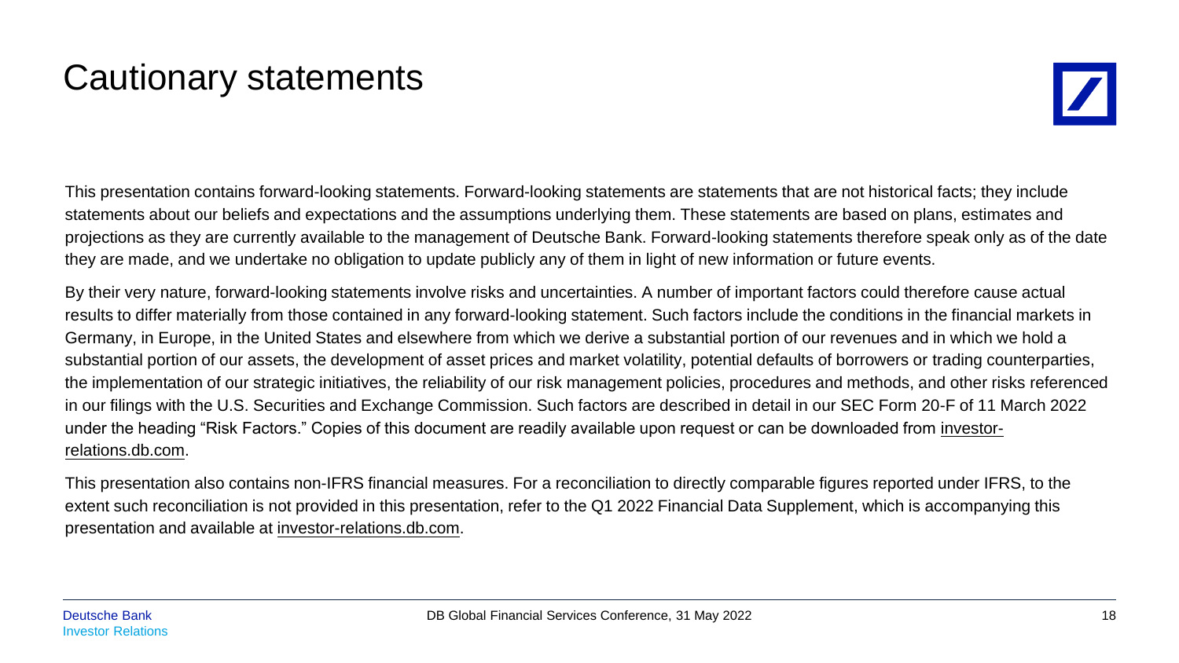# Cautionary statements

This presentation contains forward-looking statements. Forward-looking statements are statements that are not historical facts; they include statements about our beliefs and expectations and the assumptions underlying them. These statements are based on plans, estimates and projections as they are currently available to the management of Deutsche Bank. Forward-looking statements therefore speak only as of the date they are made, and we undertake no obligation to update publicly any of them in light of new information or future events.

By their very nature, forward-looking statements involve risks and uncertainties. A number of important factors could therefore cause actual results to differ materially from those contained in any forward-looking statement. Such factors include the conditions in the financial markets in Germany, in Europe, in the United States and elsewhere from which we derive a substantial portion of our revenues and in which we hold a substantial portion of our assets, the development of asset prices and market volatility, potential defaults of borrowers or trading counterparties, the implementation of our strategic initiatives, the reliability of our risk management policies, procedures and methods, and other risks referenced in our filings with the U.S. Securities and Exchange Commission. Such factors are described in detail in our SEC Form 20-F of 11 March 2022 under the heading "Risk Factors." Copies of this document are readily available upon request or can be downloaded from investor-relations.db.com.

This presentation also contains non-IFRS financial measures. For a reconciliation to directly comparable figures reported under IFRS, to the extent such reconciliation is not provided in this presentation, refer to the Q1 2022 Financial Data Supplement, which is accompanying this presentation and available at investor-relations.db.com.